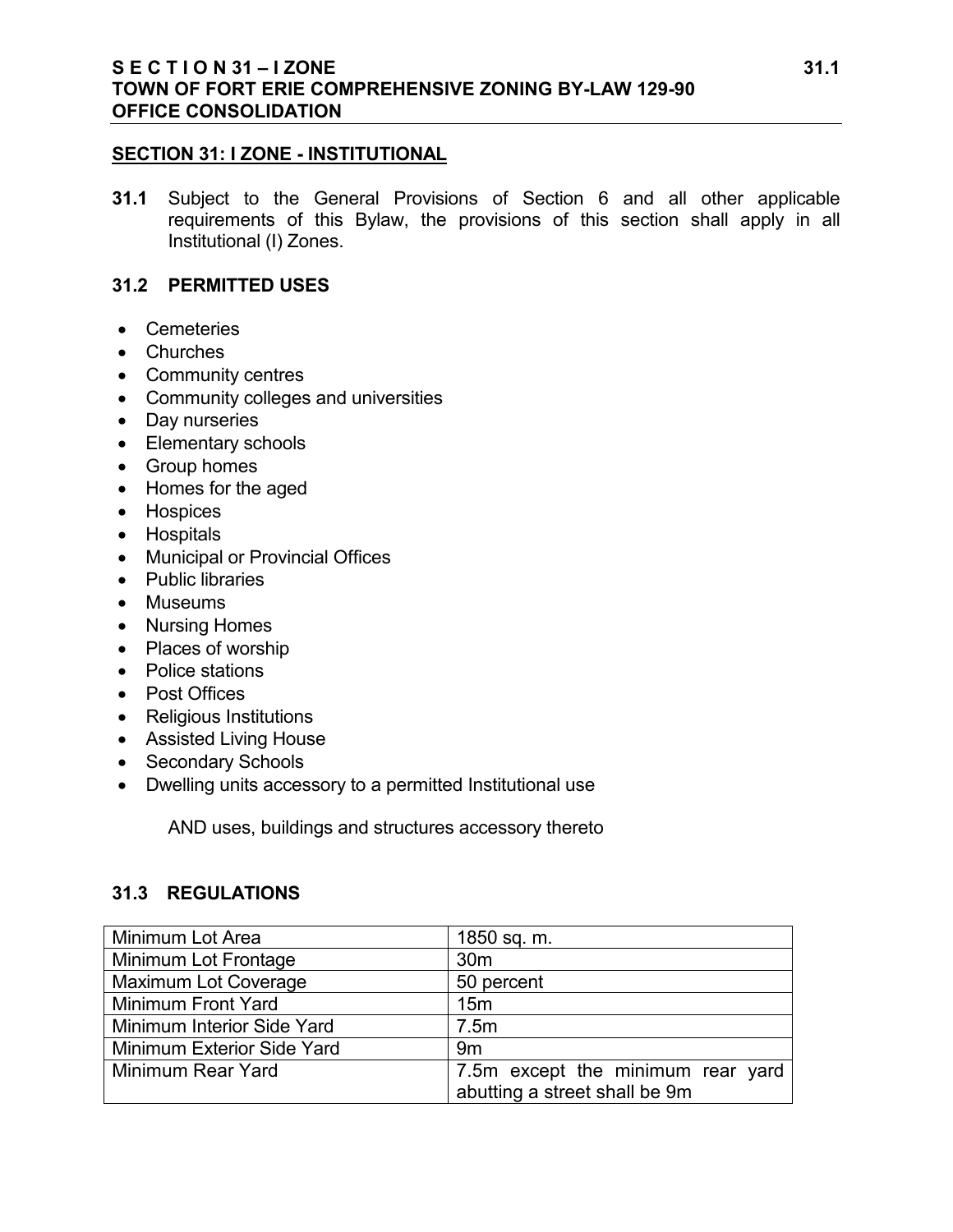## SECTION 31: I ZONE - INSTITUTIONAL

**31.1** Subject to the General Provisions of Section 6 and all other applicable requirements of this Bylaw, the provisions of this section shall apply in all Institutional (I) Zones.

### 31.2 PERMITTED USES

- Cemeteries
- Churches
- Community centres
- Community colleges and universities
- Day nurseries
- Elementary schools
- Group homes
- Homes for the aged
- Hospices
- Hospitals
- Municipal or Provincial Offices
- Public libraries
- Museums
- Nursing Homes
- Places of worship
- Police stations
- Post Offices
- Religious Institutions
- Assisted Living House
- Secondary Schools
- Dwelling units accessory to a permitted Institutional use

AND uses, buildings and structures accessory thereto

### 31.3 REGULATIONS

| | |
|---|---|
| Minimum Lot Area | 1850 sq. m. |
| Minimum Lot Frontage | 30m |
| Maximum Lot Coverage | 50 percent |
| Minimum Front Yard | 15m |
| Minimum Interior Side Yard | 7.5m |
| Minimum Exterior Side Yard | 9m |
| Minimum Rear Yard | 7.5m except the minimum rear yard abutting a street shall be 9m |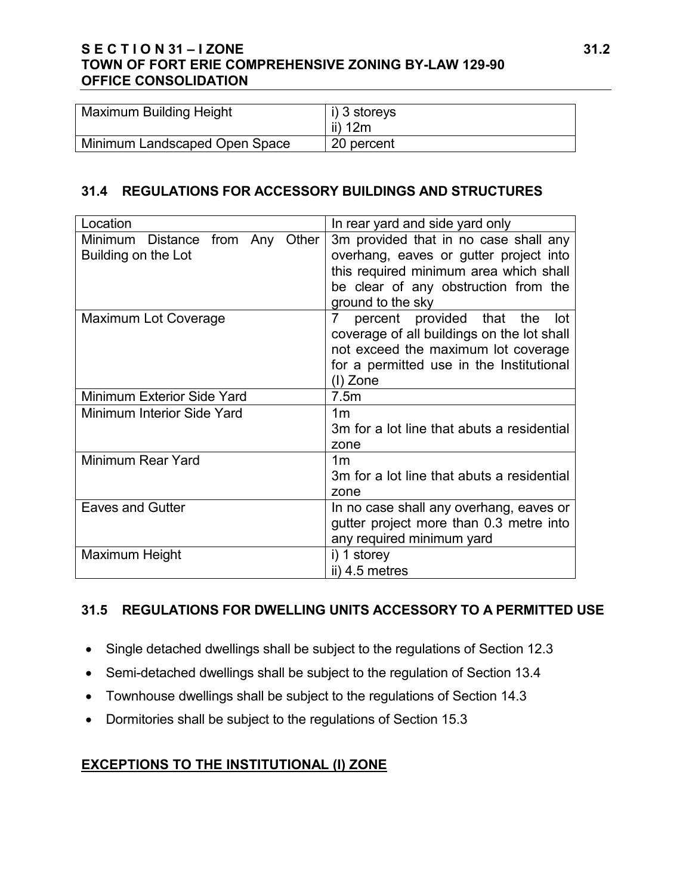| Maximum Building Height | i) 3 storeys<br>ii) 12m |
|---|---|
| Minimum Landscaped Open Space | 20 percent |

### 31.4 REGULATIONS FOR ACCESSORY BUILDINGS AND STRUCTURES

| Location | In rear yard and side yard only |
|---|---|
| Minimum Distance from Any Other Building on the Lot | 3m provided that in no case shall any overhang, eaves or gutter project into this required minimum area which shall be clear of any obstruction from the ground to the sky |
| Maximum Lot Coverage | 7 percent provided that the lot coverage of all buildings on the lot shall not exceed the maximum lot coverage for a permitted use in the Institutional (I) Zone |
| Minimum Exterior Side Yard | 7.5m |
| Minimum Interior Side Yard | 1m<br>3m for a lot line that abuts a residential zone |
| Minimum Rear Yard | 1m<br>3m for a lot line that abuts a residential zone |
| Eaves and Gutter | In no case shall any overhang, eaves or gutter project more than 0.3 metre into any required minimum yard |
| Maximum Height | i) 1 storey<br>ii) 4.5 metres |

### 31.5 REGULATIONS FOR DWELLING UNITS ACCESSORY TO A PERMITTED USE

- Single detached dwellings shall be subject to the regulations of Section 12.3
- Semi-detached dwellings shall be subject to the regulation of Section 13.4
- Townhouse dwellings shall be subject to the regulations of Section 14.3
- Dormitories shall be subject to the regulations of Section 15.3

## EXCEPTIONS TO THE INSTITUTIONAL (I) ZONE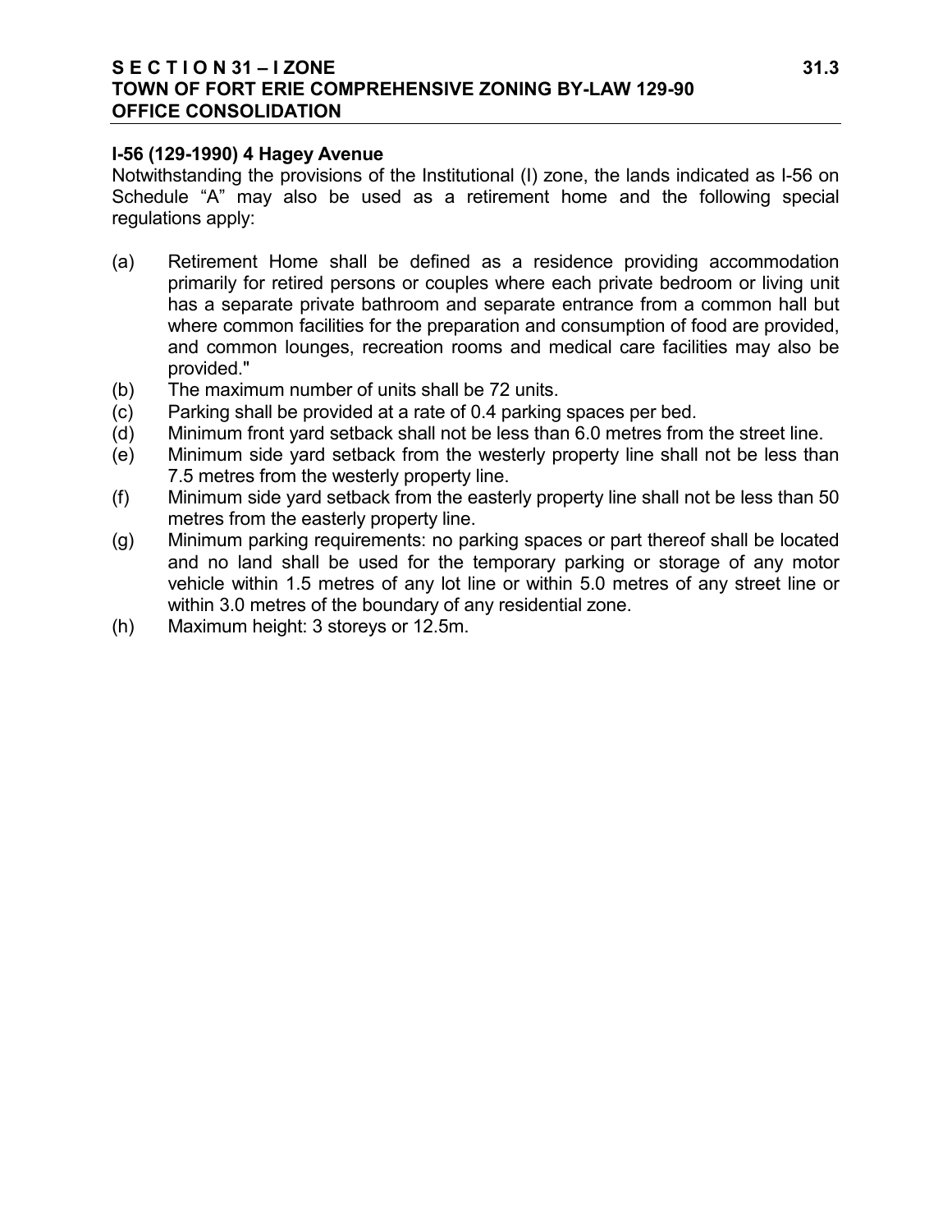**I-56 (129-1990) 4 Hagey Avenue**

Notwithstanding the provisions of the Institutional (I) zone, the lands indicated as I-56 on Schedule "A" may also be used as a retirement home and the following special regulations apply:

(a) Retirement Home shall be defined as a residence providing accommodation primarily for retired persons or couples where each private bedroom or living unit has a separate private bathroom and separate entrance from a common hall but where common facilities for the preparation and consumption of food are provided, and common lounges, recreation rooms and medical care facilities may also be provided."

(b) The maximum number of units shall be 72 units.

(c) Parking shall be provided at a rate of 0.4 parking spaces per bed.

(d) Minimum front yard setback shall not be less than 6.0 metres from the street line.

(e) Minimum side yard setback from the westerly property line shall not be less than 7.5 metres from the westerly property line.

(f) Minimum side yard setback from the easterly property line shall not be less than 50 metres from the easterly property line.

(g) Minimum parking requirements: no parking spaces or part thereof shall be located and no land shall be used for the temporary parking or storage of any motor vehicle within 1.5 metres of any lot line or within 5.0 metres of any street line or within 3.0 metres of the boundary of any residential zone.

(h) Maximum height: 3 storeys or 12.5m.